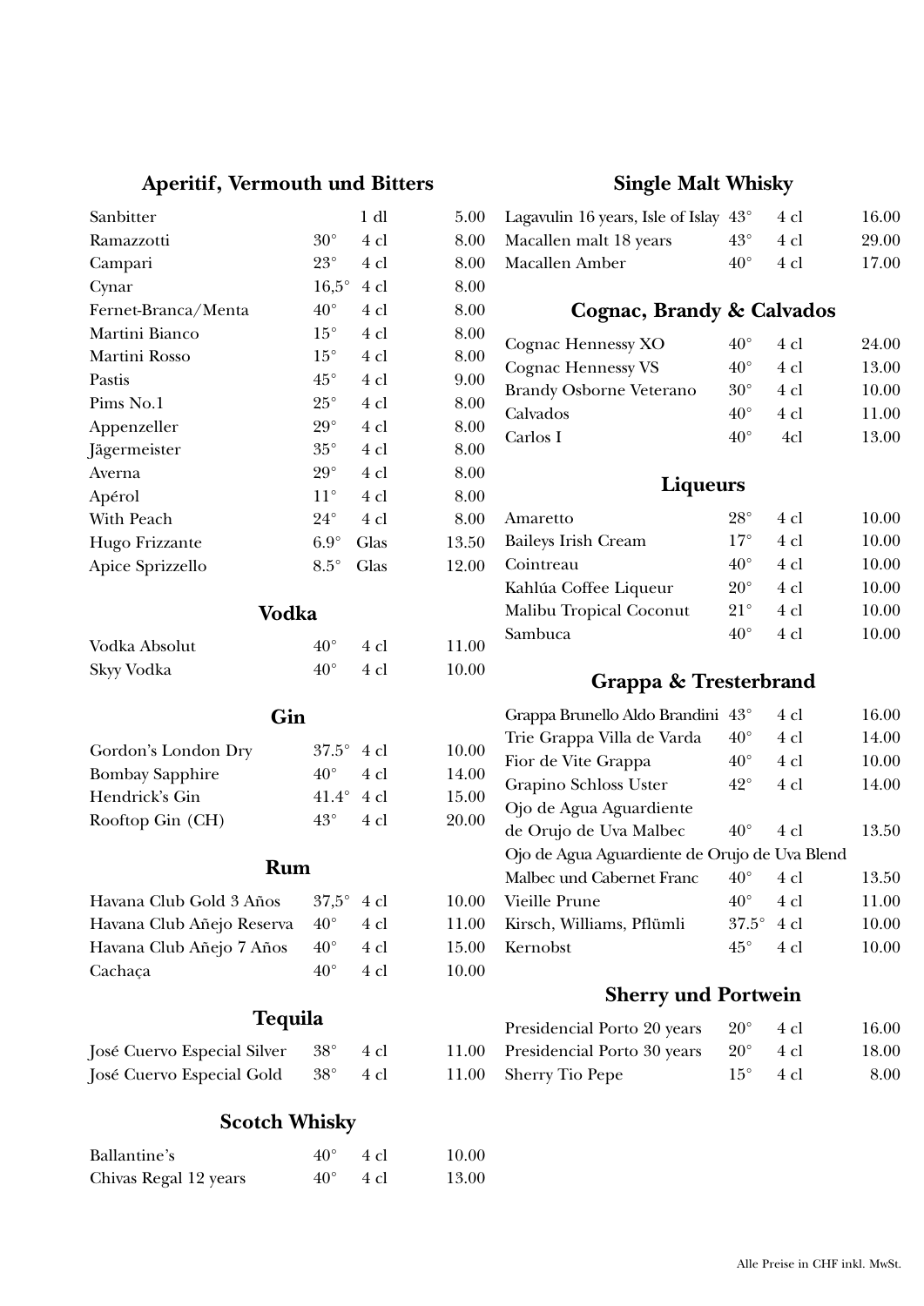## Aperitif, Vermouth und Bitters

| | | | |
|---|---|---|---|
| Sanbitter | | 1 dl | 5.00 |
| Ramazzotti | 30° | 4 cl | 8.00 |
| Campari | 23° | 4 cl | 8.00 |
| Cynar | 16,5° | 4 cl | 8.00 |
| Fernet-Branca/Menta | 40° | 4 cl | 8.00 |
| Martini Bianco | 15° | 4 cl | 8.00 |
| Martini Rosso | 15° | 4 cl | 8.00 |
| Pastis | 45° | 4 cl | 9.00 |
| Pims No.1 | 25° | 4 cl | 8.00 |
| Appenzeller | 29° | 4 cl | 8.00 |
| Jägermeister | 35° | 4 cl | 8.00 |
| Averna | 29° | 4 cl | 8.00 |
| Apérol | 11° | 4 cl | 8.00 |
| With Peach | 24° | 4 cl | 8.00 |
| Hugo Frizzante | 6.9° | Glas | 13.50 |
| Apice Sprizzello | 8.5° | Glas | 12.00 |

## Vodka

| | | | |
|---|---|---|---|
| Vodka Absolut | 40° | 4 cl | 11.00 |
| Skyy Vodka | 40° | 4 cl | 10.00 |

## Gin

| | | | |
|---|---|---|---|
| Gordon's London Dry | 37.5° | 4 cl | 10.00 |
| Bombay Sapphire | 40° | 4 cl | 14.00 |
| Hendrick's Gin | 41.4° | 4 cl | 15.00 |
| Rooftop Gin (CH) | 43° | 4 cl | 20.00 |

## Rum

| | | | |
|---|---|---|---|
| Havana Club Gold 3 Años | 37,5° | 4 cl | 10.00 |
| Havana Club Añejo Reserva | 40° | 4 cl | 11.00 |
| Havana Club Añejo 7 Años | 40° | 4 cl | 15.00 |
| Cachaça | 40° | 4 cl | 10.00 |

## Tequila

| | | | |
|---|---|---|---|
| José Cuervo Especial Silver | 38° | 4 cl | 11.00 |
| José Cuervo Especial Gold | 38° | 4 cl | 11.00 |

## Scotch Whisky

| | | | |
|---|---|---|---|
| Ballantine's | 40° | 4 cl | 10.00 |
| Chivas Regal 12 years | 40° | 4 cl | 13.00 |

## Single Malt Whisky

| | | | |
|---|---|---|---|
| Lagavulin 16 years, Isle of Islay | 43° | 4 cl | 16.00 |
| Macallen malt 18 years | 43° | 4 cl | 29.00 |
| Macallen Amber | 40° | 4 cl | 17.00 |

## Cognac, Brandy & Calvados

| | | | |
|---|---|---|---|
| Cognac Hennessy XO | 40° | 4 cl | 24.00 |
| Cognac Hennessy VS | 40° | 4 cl | 13.00 |
| Brandy Osborne Veterano | 30° | 4 cl | 10.00 |
| Calvados | 40° | 4 cl | 11.00 |
| Carlos I | 40° | 4cl | 13.00 |

## Liqueurs

| | | | |
|---|---|---|---|
| Amaretto | 28° | 4 cl | 10.00 |
| Baileys Irish Cream | 17° | 4 cl | 10.00 |
| Cointreau | 40° | 4 cl | 10.00 |
| Kahlúa Coffee Liqueur | 20° | 4 cl | 10.00 |
| Malibu Tropical Coconut | 21° | 4 cl | 10.00 |
| Sambuca | 40° | 4 cl | 10.00 |

## Grappa & Tresterbrand

| | | | |
|---|---|---|---|
| Grappa Brunello Aldo Brandini | 43° | 4 cl | 16.00 |
| Trie Grappa Villa de Varda | 40° | 4 cl | 14.00 |
| Fior de Vite Grappa | 40° | 4 cl | 10.00 |
| Grapino Schloss Uster | 42° | 4 cl | 14.00 |
| Ojo de Agua Aguardiente de Orujo de Uva Malbec | 40° | 4 cl | 13.50 |
| Ojo de Agua Aguardiente de Orujo de Uva Blend Malbec und Cabernet Franc | 40° | 4 cl | 13.50 |
| Vieille Prune | 40° | 4 cl | 11.00 |
| Kirsch, Williams, Pflümli | 37.5° | 4 cl | 10.00 |
| Kernobst | 45° | 4 cl | 10.00 |

## Sherry und Portwein

| | | | |
|---|---|---|---|
| Presidencial Porto 20 years | 20° | 4 cl | 16.00 |
| Presidencial Porto 30 years | 20° | 4 cl | 18.00 |
| Sherry Tio Pepe | 15° | 4 cl | 8.00 |

Alle Preise in CHF inkl. MwSt.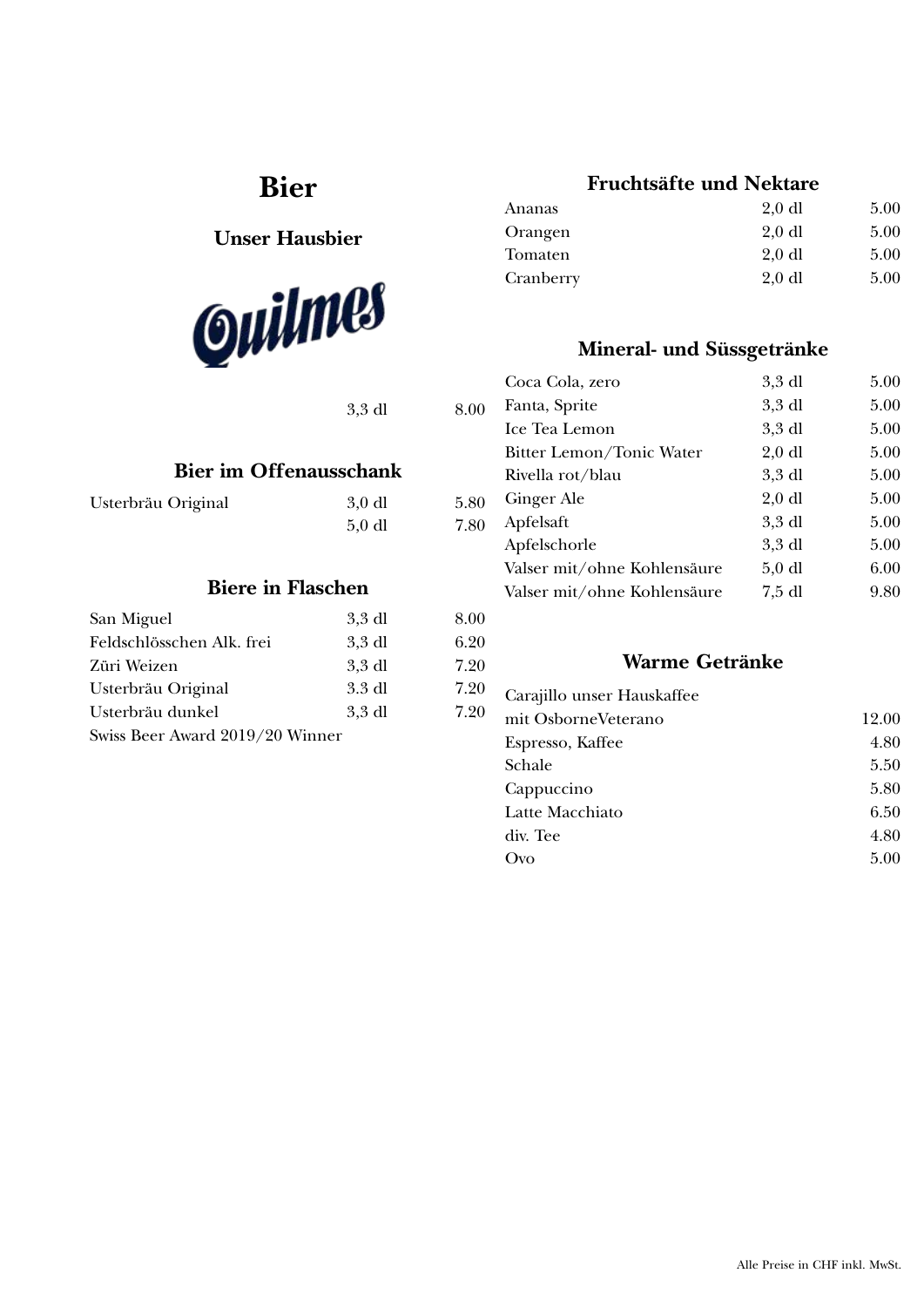# Bier

## Unser Hausbier

Quilmes

| | | |
|---|---|---|
| | 3,3 dl | 8.00 |

## Bier im Offenausschank

| | | |
|---|---|---|
| Usterbräu Original | 3,0 dl | 5.80 |
| | 5,0 dl | 7.80 |

## Biere in Flaschen

| | | |
|---|---|---|
| San Miguel | 3,3 dl | 8.00 |
| Feldschlösschen Alk. frei | 3,3 dl | 6.20 |
| Züri Weizen | 3,3 dl | 7.20 |
| Usterbräu Original | 3.3 dl | 7.20 |
| Usterbräu dunkel | 3,3 dl | 7.20 |

Swiss Beer Award 2019/20 Winner

## Fruchtsäfte und Nektare

| | | |
|---|---|---|
| Ananas | 2,0 dl | 5.00 |
| Orangen | 2,0 dl | 5.00 |
| Tomaten | 2,0 dl | 5.00 |
| Cranberry | 2,0 dl | 5.00 |

## Mineral- und Süssgetränke

| | | |
|---|---|---|
| Coca Cola, zero | 3,3 dl | 5.00 |
| Fanta, Sprite | 3,3 dl | 5.00 |
| Ice Tea Lemon | 3,3 dl | 5.00 |
| Bitter Lemon/Tonic Water | 2,0 dl | 5.00 |
| Rivella rot/blau | 3,3 dl | 5.00 |
| Ginger Ale | 2,0 dl | 5.00 |
| Apfelsaft | 3,3 dl | 5.00 |
| Apfelschorle | 3,3 dl | 5.00 |
| Valser mit/ohne Kohlensäure | 5,0 dl | 6.00 |
| Valser mit/ohne Kohlensäure | 7,5 dl | 9.80 |

## Warme Getränke

| | |
|---|---|
| Carajillo unser Hauskaffee mit OsborneVeterano | 12.00 |
| Espresso, Kaffee | 4.80 |
| Schale | 5.50 |
| Cappuccino | 5.80 |
| Latte Macchiato | 6.50 |
| div. Tee | 4.80 |
| Ovo | 5.00 |

Alle Preise in CHF inkl. MwSt.